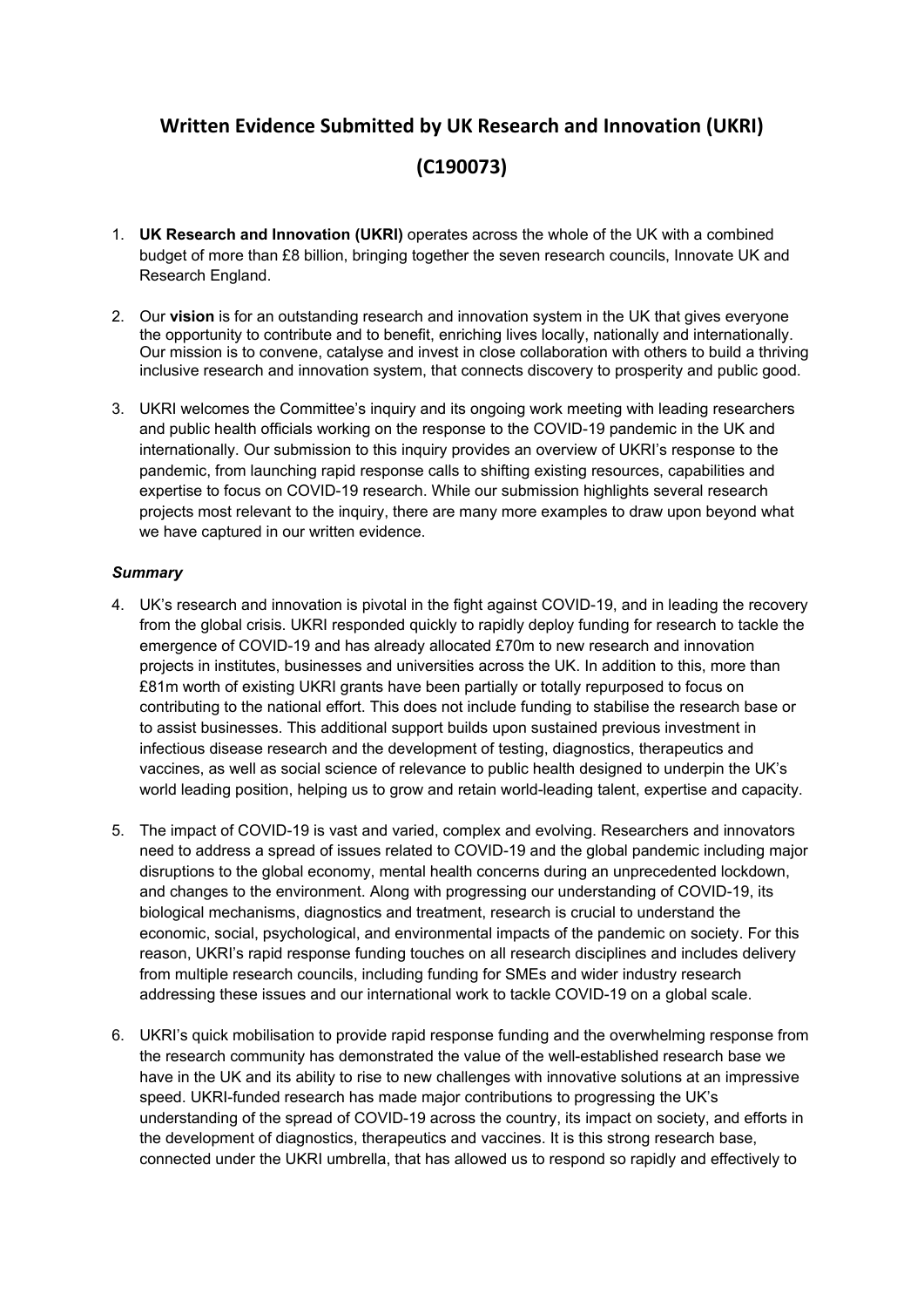# Written Evidence Submitted by UK Research and Innovation (UKRI)

# (C190073)

1. **UK Research and Innovation (UKRI)** operates across the whole of the UK with a combined budget of more than £8 billion, bringing together the seven research councils, Innovate UK and Research England.

2. Our **vision** is for an outstanding research and innovation system in the UK that gives everyone the opportunity to contribute and to benefit, enriching lives locally, nationally and internationally. Our mission is to convene, catalyse and invest in close collaboration with others to build a thriving inclusive research and innovation system, that connects discovery to prosperity and public good.

3. UKRI welcomes the Committee's inquiry and its ongoing work meeting with leading researchers and public health officials working on the response to the COVID-19 pandemic in the UK and internationally. Our submission to this inquiry provides an overview of UKRI's response to the pandemic, from launching rapid response calls to shifting existing resources, capabilities and expertise to focus on COVID-19 research. While our submission highlights several research projects most relevant to the inquiry, there are many more examples to draw upon beyond what we have captured in our written evidence.

### *Summary*

4. UK's research and innovation is pivotal in the fight against COVID-19, and in leading the recovery from the global crisis. UKRI responded quickly to rapidly deploy funding for research to tackle the emergence of COVID-19 and has already allocated £70m to new research and innovation projects in institutes, businesses and universities across the UK. In addition to this, more than £81m worth of existing UKRI grants have been partially or totally repurposed to focus on contributing to the national effort. This does not include funding to stabilise the research base or to assist businesses. This additional support builds upon sustained previous investment in infectious disease research and the development of testing, diagnostics, therapeutics and vaccines, as well as social science of relevance to public health designed to underpin the UK's world leading position, helping us to grow and retain world-leading talent, expertise and capacity.

5. The impact of COVID-19 is vast and varied, complex and evolving. Researchers and innovators need to address a spread of issues related to COVID-19 and the global pandemic including major disruptions to the global economy, mental health concerns during an unprecedented lockdown, and changes to the environment. Along with progressing our understanding of COVID-19, its biological mechanisms, diagnostics and treatment, research is crucial to understand the economic, social, psychological, and environmental impacts of the pandemic on society. For this reason, UKRI's rapid response funding touches on all research disciplines and includes delivery from multiple research councils, including funding for SMEs and wider industry research addressing these issues and our international work to tackle COVID-19 on a global scale.

6. UKRI's quick mobilisation to provide rapid response funding and the overwhelming response from the research community has demonstrated the value of the well-established research base we have in the UK and its ability to rise to new challenges with innovative solutions at an impressive speed. UKRI-funded research has made major contributions to progressing the UK's understanding of the spread of COVID-19 across the country, its impact on society, and efforts in the development of diagnostics, therapeutics and vaccines. It is this strong research base, connected under the UKRI umbrella, that has allowed us to respond so rapidly and effectively to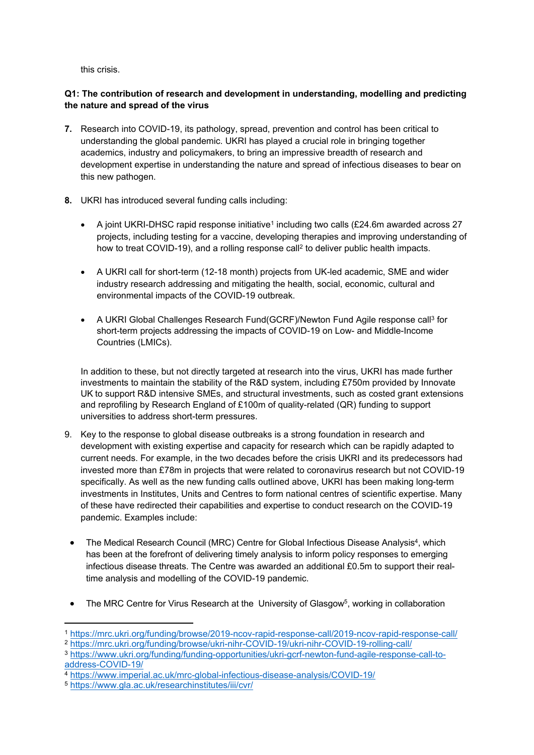this crisis.

**Q1: The contribution of research and development in understanding, modelling and predicting the nature and spread of the virus**

**7.** Research into COVID-19, its pathology, spread, prevention and control has been critical to understanding the global pandemic. UKRI has played a crucial role in bringing together academics, industry and policymakers, to bring an impressive breadth of research and development expertise in understanding the nature and spread of infectious diseases to bear on this new pathogen.

**8.** UKRI has introduced several funding calls including:

- A joint UKRI-DHSC rapid response initiative[1] including two calls (£24.6m awarded across 27 projects, including testing for a vaccine, developing therapies and improving understanding of how to treat COVID-19), and a rolling response call[2] to deliver public health impacts.
- A UKRI call for short-term (12-18 month) projects from UK-led academic, SME and wider industry research addressing and mitigating the health, social, economic, cultural and environmental impacts of the COVID-19 outbreak.
- A UKRI Global Challenges Research Fund(GCRF)/Newton Fund Agile response call[3] for short-term projects addressing the impacts of COVID-19 on Low- and Middle-Income Countries (LMICs).

In addition to these, but not directly targeted at research into the virus, UKRI has made further investments to maintain the stability of the R&D system, including £750m provided by Innovate UK to support R&D intensive SMEs, and structural investments, such as costed grant extensions and reprofiling by Research England of £100m of quality-related (QR) funding to support universities to address short-term pressures.

9. Key to the response to global disease outbreaks is a strong foundation in research and development with existing expertise and capacity for research which can be rapidly adapted to current needs. For example, in the two decades before the crisis UKRI and its predecessors had invested more than £78m in projects that were related to coronavirus research but not COVID-19 specifically. As well as the new funding calls outlined above, UKRI has been making long-term investments in Institutes, Units and Centres to form national centres of scientific expertise. Many of these have redirected their capabilities and expertise to conduct research on the COVID-19 pandemic. Examples include:

- The Medical Research Council (MRC) Centre for Global Infectious Disease Analysis[4], which has been at the forefront of delivering timely analysis to inform policy responses to emerging infectious disease threats. The Centre was awarded an additional £0.5m to support their real-time analysis and modelling of the COVID-19 pandemic.
- The MRC Centre for Virus Research at the University of Glasgow[5], working in collaboration

---

[1] https://mrc.ukri.org/funding/browse/2019-ncov-rapid-response-call/2019-ncov-rapid-response-call/
[2] https://mrc.ukri.org/funding/browse/ukri-nihr-COVID-19/ukri-nihr-COVID-19-rolling-call/
[3] https://www.ukri.org/funding/funding-opportunities/ukri-gcrf-newton-fund-agile-response-call-to-address-COVID-19/
[4] https://www.imperial.ac.uk/mrc-global-infectious-disease-analysis/COVID-19/
[5] https://www.gla.ac.uk/researchinstitutes/iii/cvr/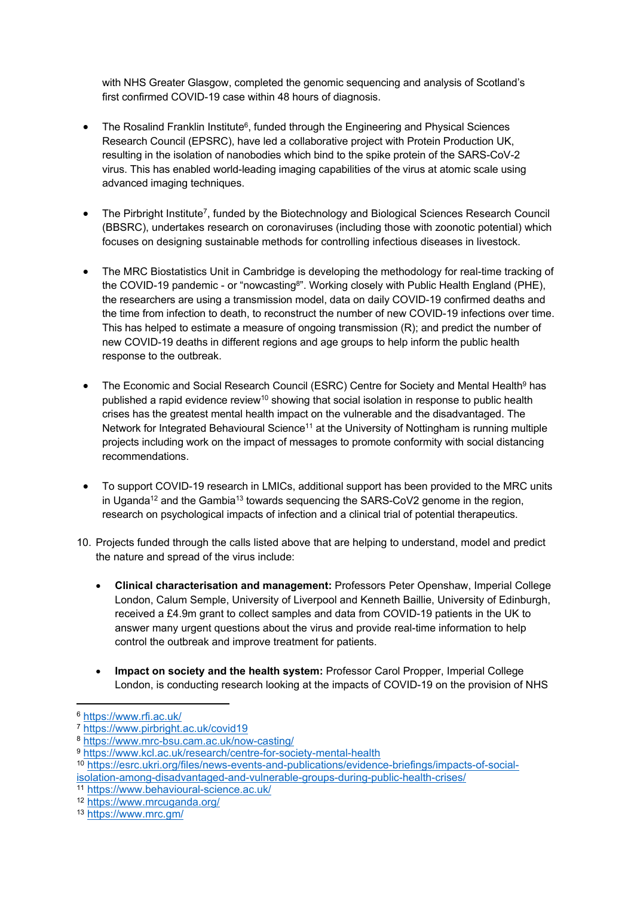with NHS Greater Glasgow, completed the genomic sequencing and analysis of Scotland's first confirmed COVID-19 case within 48 hours of diagnosis.

- The Rosalind Franklin Institute[6], funded through the Engineering and Physical Sciences Research Council (EPSRC), have led a collaborative project with Protein Production UK, resulting in the isolation of nanobodies which bind to the spike protein of the SARS-CoV-2 virus. This has enabled world-leading imaging capabilities of the virus at atomic scale using advanced imaging techniques.

- The Pirbright Institute[7], funded by the Biotechnology and Biological Sciences Research Council (BBSRC), undertakes research on coronaviruses (including those with zoonotic potential) which focuses on designing sustainable methods for controlling infectious diseases in livestock.

- The MRC Biostatistics Unit in Cambridge is developing the methodology for real-time tracking of the COVID-19 pandemic - or "nowcasting[8]". Working closely with Public Health England (PHE), the researchers are using a transmission model, data on daily COVID-19 confirmed deaths and the time from infection to death, to reconstruct the number of new COVID-19 infections over time. This has helped to estimate a measure of ongoing transmission (R); and predict the number of new COVID-19 deaths in different regions and age groups to help inform the public health response to the outbreak.

- The Economic and Social Research Council (ESRC) Centre for Society and Mental Health[9] has published a rapid evidence review[10] showing that social isolation in response to public health crises has the greatest mental health impact on the vulnerable and the disadvantaged. The Network for Integrated Behavioural Science[11] at the University of Nottingham is running multiple projects including work on the impact of messages to promote conformity with social distancing recommendations.

- To support COVID-19 research in LMICs, additional support has been provided to the MRC units in Uganda[12] and the Gambia[13] towards sequencing the SARS-CoV2 genome in the region, research on psychological impacts of infection and a clinical trial of potential therapeutics.

10. Projects funded through the calls listed above that are helping to understand, model and predict the nature and spread of the virus include:

    - **Clinical characterisation and management:** Professors Peter Openshaw, Imperial College London, Calum Semple, University of Liverpool and Kenneth Baillie, University of Edinburgh, received a £4.9m grant to collect samples and data from COVID-19 patients in the UK to answer many urgent questions about the virus and provide real-time information to help control the outbreak and improve treatment for patients.

    - **Impact on society and the health system:** Professor Carol Propper, Imperial College London, is conducting research looking at the impacts of COVID-19 on the provision of NHS

---

[6] https://www.rfi.ac.uk/

[7] https://www.pirbright.ac.uk/covid19

[8] https://www.mrc-bsu.cam.ac.uk/now-casting/

[9] https://www.kcl.ac.uk/research/centre-for-society-mental-health

[10] https://esrc.ukri.org/files/news-events-and-publications/evidence-briefings/impacts-of-social-isolation-among-disadvantaged-and-vulnerable-groups-during-public-health-crises/

[11] https://www.behavioural-science.ac.uk/

[12] https://www.mrcuganda.org/

[13] https://www.mrc.gm/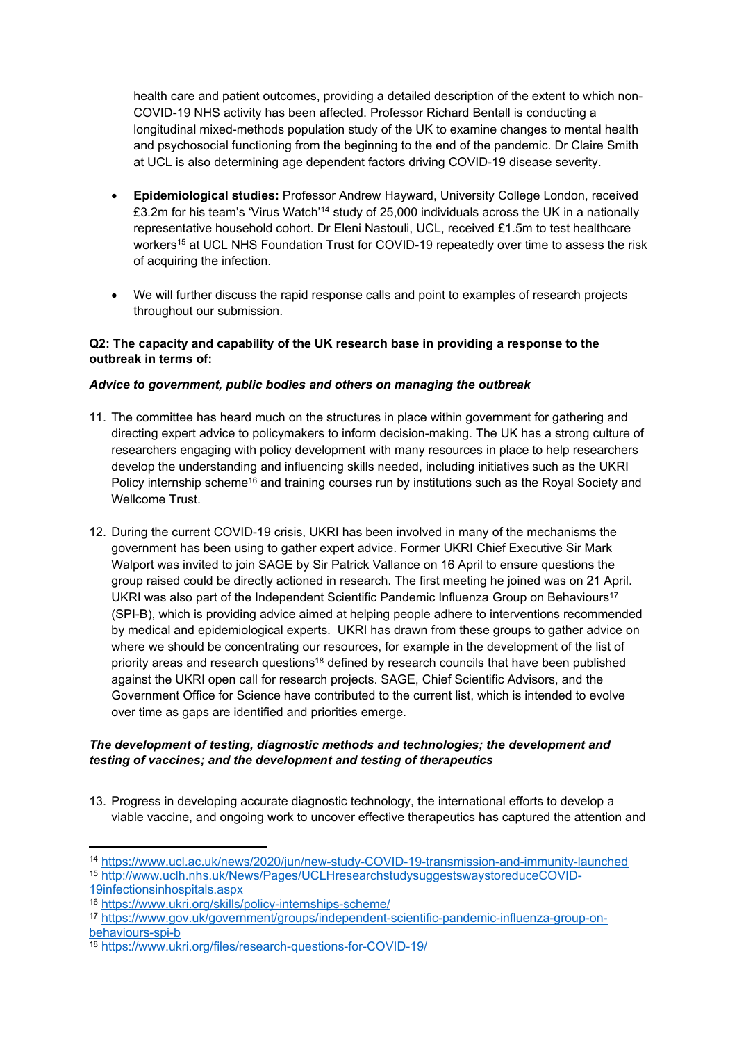health care and patient outcomes, providing a detailed description of the extent to which non-COVID-19 NHS activity has been affected. Professor Richard Bentall is conducting a longitudinal mixed-methods population study of the UK to examine changes to mental health and psychosocial functioning from the beginning to the end of the pandemic. Dr Claire Smith at UCL is also determining age dependent factors driving COVID-19 disease severity.

- **Epidemiological studies:** Professor Andrew Hayward, University College London, received £3.2m for his team's 'Virus Watch'[14] study of 25,000 individuals across the UK in a nationally representative household cohort. Dr Eleni Nastouli, UCL, received £1.5m to test healthcare workers[15] at UCL NHS Foundation Trust for COVID-19 repeatedly over time to assess the risk of acquiring the infection.

- We will further discuss the rapid response calls and point to examples of research projects throughout our submission.

**Q2: The capacity and capability of the UK research base in providing a response to the outbreak in terms of:**

***Advice to government, public bodies and others on managing the outbreak***

11. The committee has heard much on the structures in place within government for gathering and directing expert advice to policymakers to inform decision-making. The UK has a strong culture of researchers engaging with policy development with many resources in place to help researchers develop the understanding and influencing skills needed, including initiatives such as the UKRI Policy internship scheme[16] and training courses run by institutions such as the Royal Society and Wellcome Trust.

12. During the current COVID-19 crisis, UKRI has been involved in many of the mechanisms the government has been using to gather expert advice. Former UKRI Chief Executive Sir Mark Walport was invited to join SAGE by Sir Patrick Vallance on 16 April to ensure questions the group raised could be directly actioned in research. The first meeting he joined was on 21 April. UKRI was also part of the Independent Scientific Pandemic Influenza Group on Behaviours[17] (SPI-B), which is providing advice aimed at helping people adhere to interventions recommended by medical and epidemiological experts. UKRI has drawn from these groups to gather advice on where we should be concentrating our resources, for example in the development of the list of priority areas and research questions[18] defined by research councils that have been published against the UKRI open call for research projects. SAGE, Chief Scientific Advisors, and the Government Office for Science have contributed to the current list, which is intended to evolve over time as gaps are identified and priorities emerge.

***The development of testing, diagnostic methods and technologies; the development and testing of vaccines; and the development and testing of therapeutics***

13. Progress in developing accurate diagnostic technology, the international efforts to develop a viable vaccine, and ongoing work to uncover effective therapeutics has captured the attention and

---

[14] https://www.ucl.ac.uk/news/2020/jun/new-study-COVID-19-transmission-and-immunity-launched

[15] http://www.uclh.nhs.uk/News/Pages/UCLHresearchstudysuggestswaystoreduceCOVID-19infectionsinhospitals.aspx

[16] https://www.ukri.org/skills/policy-internships-scheme/

[17] https://www.gov.uk/government/groups/independent-scientific-pandemic-influenza-group-on-behaviours-spi-b

[18] https://www.ukri.org/files/research-questions-for-COVID-19/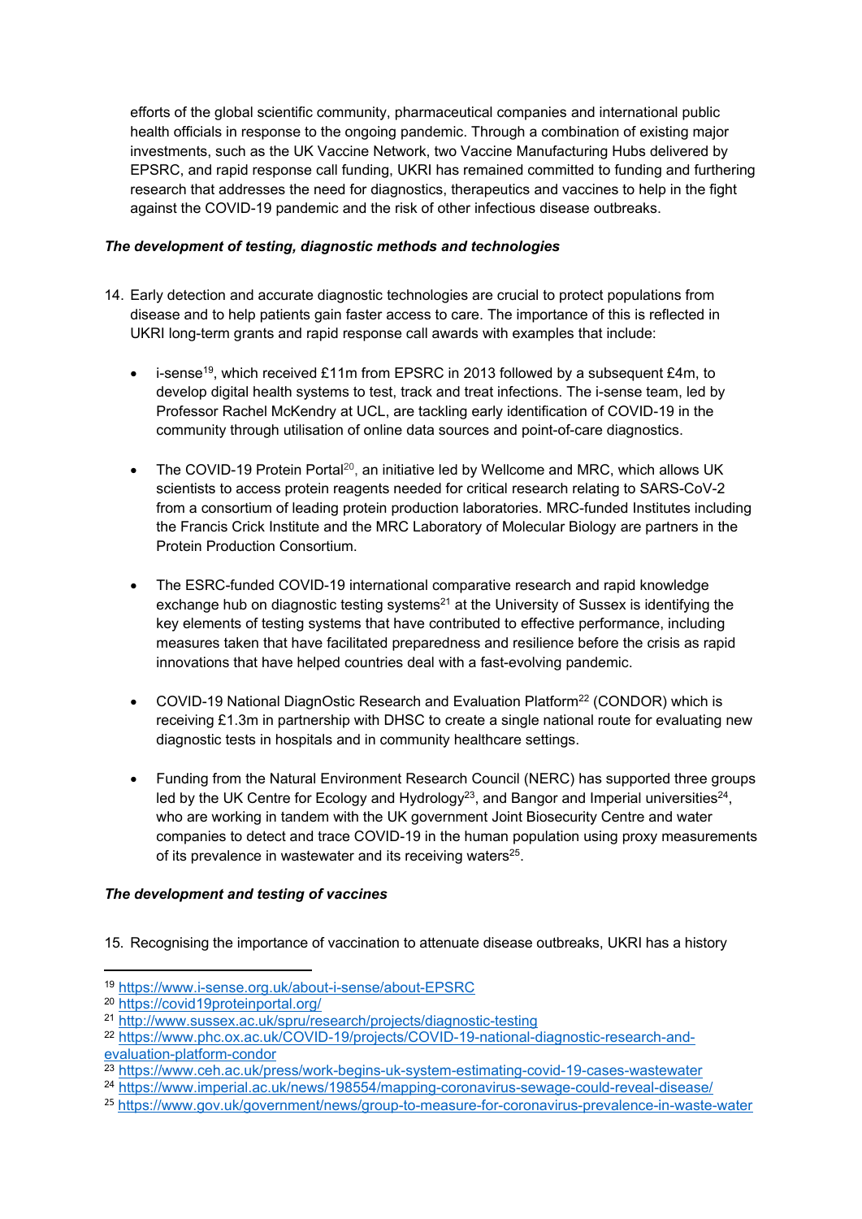efforts of the global scientific community, pharmaceutical companies and international public health officials in response to the ongoing pandemic. Through a combination of existing major investments, such as the UK Vaccine Network, two Vaccine Manufacturing Hubs delivered by EPSRC, and rapid response call funding, UKRI has remained committed to funding and furthering research that addresses the need for diagnostics, therapeutics and vaccines to help in the fight against the COVID-19 pandemic and the risk of other infectious disease outbreaks.

***The development of testing, diagnostic methods and technologies***

14. Early detection and accurate diagnostic technologies are crucial to protect populations from disease and to help patients gain faster access to care. The importance of this is reflected in UKRI long-term grants and rapid response call awards with examples that include:

    - i-sense[19], which received £11m from EPSRC in 2013 followed by a subsequent £4m, to develop digital health systems to test, track and treat infections. The i-sense team, led by Professor Rachel McKendry at UCL, are tackling early identification of COVID-19 in the community through utilisation of online data sources and point-of-care diagnostics.

    - The COVID-19 Protein Portal[20], an initiative led by Wellcome and MRC, which allows UK scientists to access protein reagents needed for critical research relating to SARS-CoV-2 from a consortium of leading protein production laboratories. MRC-funded Institutes including the Francis Crick Institute and the MRC Laboratory of Molecular Biology are partners in the Protein Production Consortium.

    - The ESRC-funded COVID-19 international comparative research and rapid knowledge exchange hub on diagnostic testing systems[21] at the University of Sussex is identifying the key elements of testing systems that have contributed to effective performance, including measures taken that have facilitated preparedness and resilience before the crisis as rapid innovations that have helped countries deal with a fast-evolving pandemic.

    - COVID-19 National DiagnOstic Research and Evaluation Platform[22] (CONDOR) which is receiving £1.3m in partnership with DHSC to create a single national route for evaluating new diagnostic tests in hospitals and in community healthcare settings.

    - Funding from the Natural Environment Research Council (NERC) has supported three groups led by the UK Centre for Ecology and Hydrology[23], and Bangor and Imperial universities[24], who are working in tandem with the UK government Joint Biosecurity Centre and water companies to detect and trace COVID-19 in the human population using proxy measurements of its prevalence in wastewater and its receiving waters[25].

***The development and testing of vaccines***

15. Recognising the importance of vaccination to attenuate disease outbreaks, UKRI has a history

---

[19] https://www.i-sense.org.uk/about-i-sense/about-EPSRC
[20] https://covid19proteinportal.org/
[21] http://www.sussex.ac.uk/spru/research/projects/diagnostic-testing
[22] https://www.phc.ox.ac.uk/COVID-19/projects/COVID-19-national-diagnostic-research-and-evaluation-platform-condor
[23] https://www.ceh.ac.uk/press/work-begins-uk-system-estimating-covid-19-cases-wastewater
[24] https://www.imperial.ac.uk/news/198554/mapping-coronavirus-sewage-could-reveal-disease/
[25] https://www.gov.uk/government/news/group-to-measure-for-coronavirus-prevalence-in-waste-water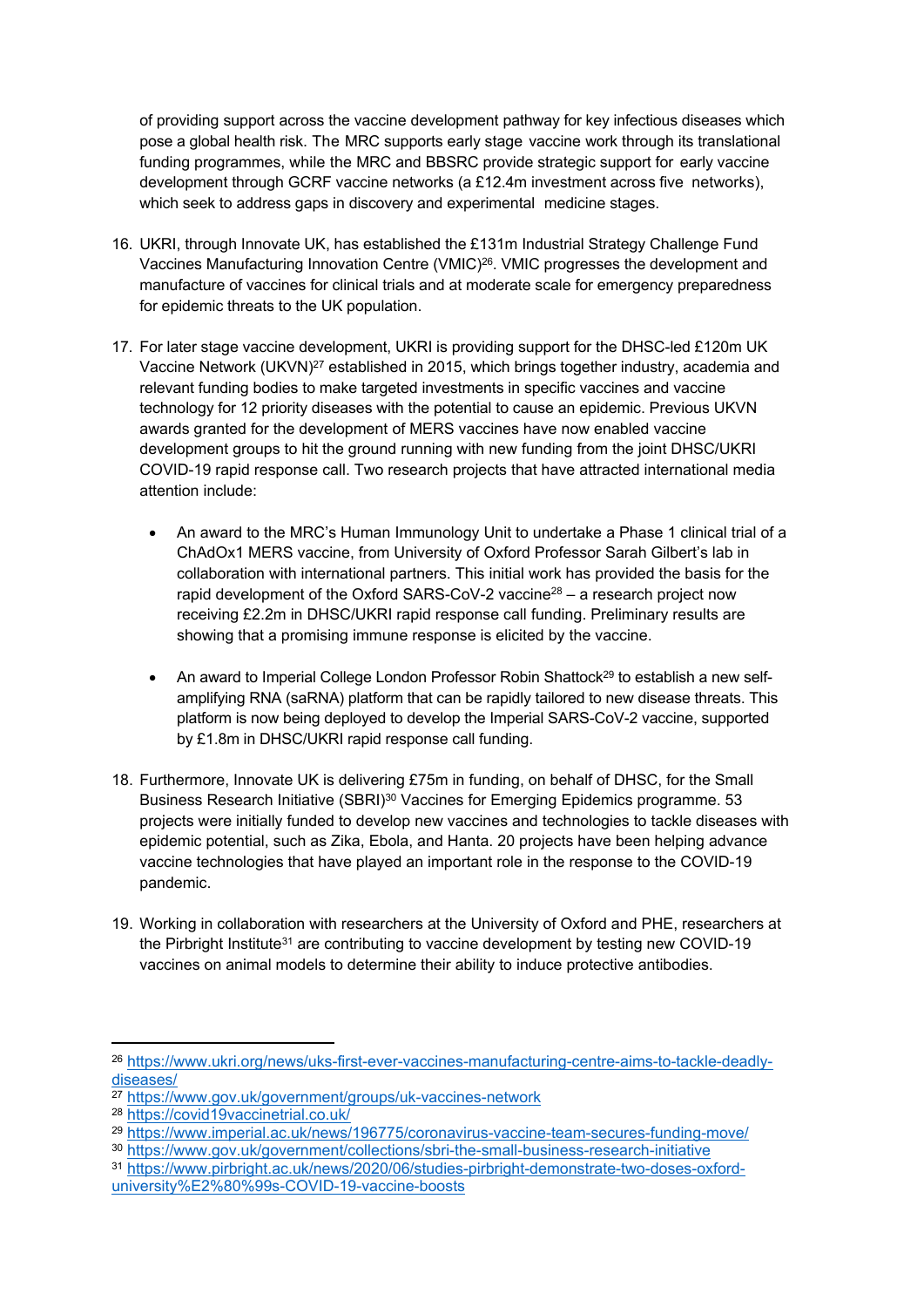of providing support across the vaccine development pathway for key infectious diseases which pose a global health risk. The MRC supports early stage vaccine work through its translational funding programmes, while the MRC and BBSRC provide strategic support for early vaccine development through GCRF vaccine networks (a £12.4m investment across five networks), which seek to address gaps in discovery and experimental medicine stages.

16. UKRI, through Innovate UK, has established the £131m Industrial Strategy Challenge Fund Vaccines Manufacturing Innovation Centre (VMIC)[26]. VMIC progresses the development and manufacture of vaccines for clinical trials and at moderate scale for emergency preparedness for epidemic threats to the UK population.

17. For later stage vaccine development, UKRI is providing support for the DHSC-led £120m UK Vaccine Network (UKVN)[27] established in 2015, which brings together industry, academia and relevant funding bodies to make targeted investments in specific vaccines and vaccine technology for 12 priority diseases with the potential to cause an epidemic. Previous UKVN awards granted for the development of MERS vaccines have now enabled vaccine development groups to hit the ground running with new funding from the joint DHSC/UKRI COVID-19 rapid response call. Two research projects that have attracted international media attention include:

    - An award to the MRC's Human Immunology Unit to undertake a Phase 1 clinical trial of a ChAdOx1 MERS vaccine, from University of Oxford Professor Sarah Gilbert's lab in collaboration with international partners. This initial work has provided the basis for the rapid development of the Oxford SARS-CoV-2 vaccine[28] – a research project now receiving £2.2m in DHSC/UKRI rapid response call funding. Preliminary results are showing that a promising immune response is elicited by the vaccine.

    - An award to Imperial College London Professor Robin Shattock[29] to establish a new self-amplifying RNA (saRNA) platform that can be rapidly tailored to new disease threats. This platform is now being deployed to develop the Imperial SARS-CoV-2 vaccine, supported by £1.8m in DHSC/UKRI rapid response call funding.

18. Furthermore, Innovate UK is delivering £75m in funding, on behalf of DHSC, for the Small Business Research Initiative (SBRI)[30] Vaccines for Emerging Epidemics programme. 53 projects were initially funded to develop new vaccines and technologies to tackle diseases with epidemic potential, such as Zika, Ebola, and Hanta. 20 projects have been helping advance vaccine technologies that have played an important role in the response to the COVID-19 pandemic.

19. Working in collaboration with researchers at the University of Oxford and PHE, researchers at the Pirbright Institute[31] are contributing to vaccine development by testing new COVID-19 vaccines on animal models to determine their ability to induce protective antibodies.

---

[26] https://www.ukri.org/news/uks-first-ever-vaccines-manufacturing-centre-aims-to-tackle-deadly-diseases/

[27] https://www.gov.uk/government/groups/uk-vaccines-network

[28] https://covid19vaccinetrial.co.uk/

[29] https://www.imperial.ac.uk/news/196775/coronavirus-vaccine-team-secures-funding-move/

[30] https://www.gov.uk/government/collections/sbri-the-small-business-research-initiative

[31] https://www.pirbright.ac.uk/news/2020/06/studies-pirbright-demonstrate-two-doses-oxford-university%E2%80%99s-COVID-19-vaccine-boosts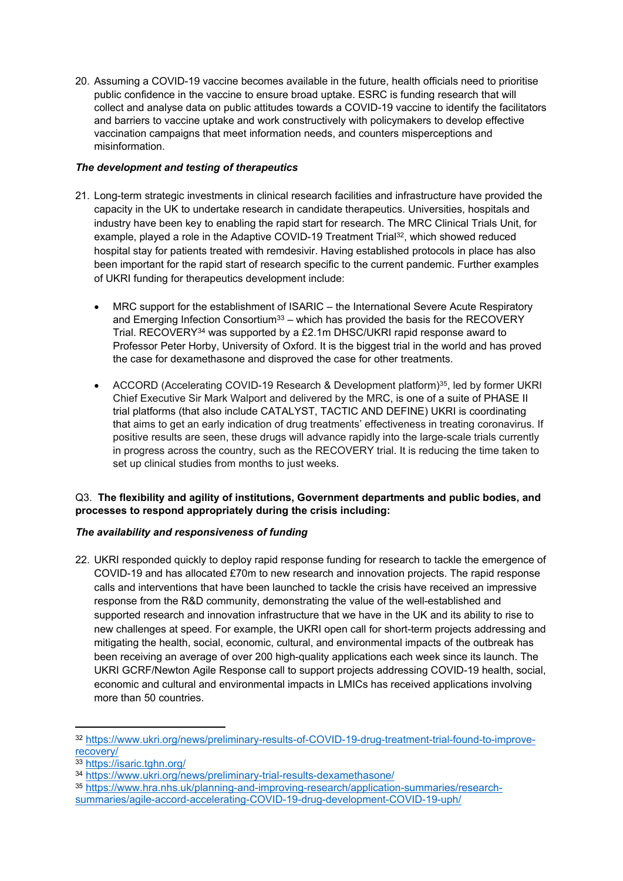20. Assuming a COVID-19 vaccine becomes available in the future, health officials need to prioritise public confidence in the vaccine to ensure broad uptake. ESRC is funding research that will collect and analyse data on public attitudes towards a COVID-19 vaccine to identify the facilitators and barriers to vaccine uptake and work constructively with policymakers to develop effective vaccination campaigns that meet information needs, and counters misperceptions and misinformation.

***The development and testing of therapeutics***

21. Long-term strategic investments in clinical research facilities and infrastructure have provided the capacity in the UK to undertake research in candidate therapeutics. Universities, hospitals and industry have been key to enabling the rapid start for research. The MRC Clinical Trials Unit, for example, played a role in the Adaptive COVID-19 Treatment Trial[32], which showed reduced hospital stay for patients treated with remdesivir. Having established protocols in place has also been important for the rapid start of research specific to the current pandemic. Further examples of UKRI funding for therapeutics development include:

    - MRC support for the establishment of ISARIC – the International Severe Acute Respiratory and Emerging Infection Consortium[33] – which has provided the basis for the RECOVERY Trial. RECOVERY[34] was supported by a £2.1m DHSC/UKRI rapid response award to Professor Peter Horby, University of Oxford. It is the biggest trial in the world and has proved the case for dexamethasone and disproved the case for other treatments.

    - ACCORD (Accelerating COVID-19 Research & Development platform)[35], led by former UKRI Chief Executive Sir Mark Walport and delivered by the MRC, is one of a suite of PHASE II trial platforms (that also include CATALYST, TACTIC AND DEFINE) UKRI is coordinating that aims to get an early indication of drug treatments' effectiveness in treating coronavirus. If positive results are seen, these drugs will advance rapidly into the large-scale trials currently in progress across the country, such as the RECOVERY trial. It is reducing the time taken to set up clinical studies from months to just weeks.

Q3. **The flexibility and agility of institutions, Government departments and public bodies, and processes to respond appropriately during the crisis including:**

***The availability and responsiveness of funding***

22. UKRI responded quickly to deploy rapid response funding for research to tackle the emergence of COVID-19 and has allocated £70m to new research and innovation projects. The rapid response calls and interventions that have been launched to tackle the crisis have received an impressive response from the R&D community, demonstrating the value of the well-established and supported research and innovation infrastructure that we have in the UK and its ability to rise to new challenges at speed. For example, the UKRI open call for short-term projects addressing and mitigating the health, social, economic, cultural, and environmental impacts of the outbreak has been receiving an average of over 200 high-quality applications each week since its launch. The UKRI GCRF/Newton Agile Response call to support projects addressing COVID-19 health, social, economic and cultural and environmental impacts in LMICs has received applications involving more than 50 countries.

---

[32] https://www.ukri.org/news/preliminary-results-of-COVID-19-drug-treatment-trial-found-to-improve-recovery/

[33] https://isaric.tghn.org/

[34] https://www.ukri.org/news/preliminary-trial-results-dexamethasone/

[35] https://www.hra.nhs.uk/planning-and-improving-research/application-summaries/research-summaries/agile-accord-accelerating-COVID-19-drug-development-COVID-19-uph/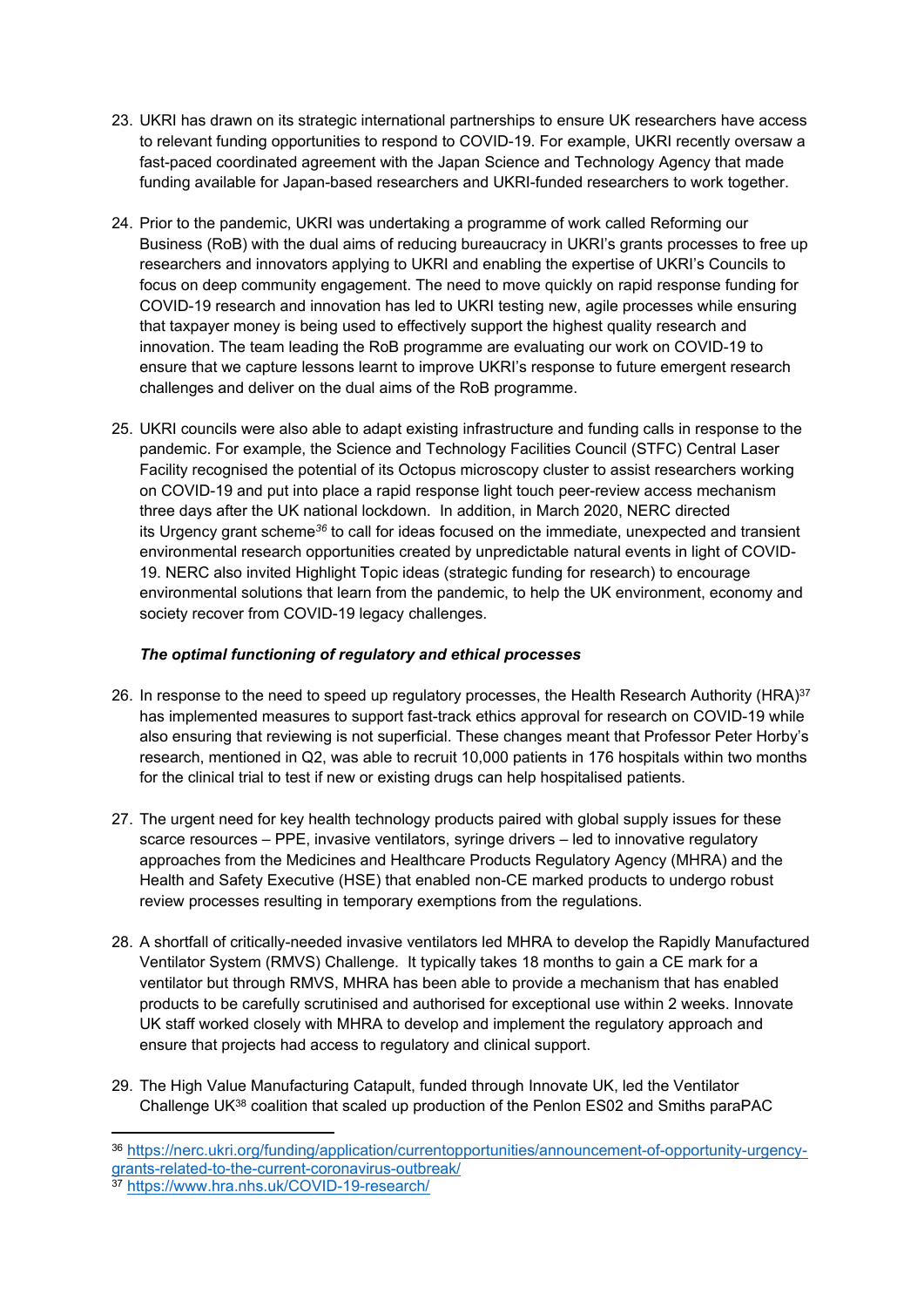23. UKRI has drawn on its strategic international partnerships to ensure UK researchers have access to relevant funding opportunities to respond to COVID-19. For example, UKRI recently oversaw a fast-paced coordinated agreement with the Japan Science and Technology Agency that made funding available for Japan-based researchers and UKRI-funded researchers to work together.

24. Prior to the pandemic, UKRI was undertaking a programme of work called Reforming our Business (RoB) with the dual aims of reducing bureaucracy in UKRI's grants processes to free up researchers and innovators applying to UKRI and enabling the expertise of UKRI's Councils to focus on deep community engagement. The need to move quickly on rapid response funding for COVID-19 research and innovation has led to UKRI testing new, agile processes while ensuring that taxpayer money is being used to effectively support the highest quality research and innovation. The team leading the RoB programme are evaluating our work on COVID-19 to ensure that we capture lessons learnt to improve UKRI's response to future emergent research challenges and deliver on the dual aims of the RoB programme.

25. UKRI councils were also able to adapt existing infrastructure and funding calls in response to the pandemic. For example, the Science and Technology Facilities Council (STFC) Central Laser Facility recognised the potential of its Octopus microscopy cluster to assist researchers working on COVID-19 and put into place a rapid response light touch peer-review access mechanism three days after the UK national lockdown. In addition, in March 2020, NERC directed its Urgency grant scheme[36] to call for ideas focused on the immediate, unexpected and transient environmental research opportunities created by unpredictable natural events in light of COVID-19. NERC also invited Highlight Topic ideas (strategic funding for research) to encourage environmental solutions that learn from the pandemic, to help the UK environment, economy and society recover from COVID-19 legacy challenges.

### *The optimal functioning of regulatory and ethical processes*

26. In response to the need to speed up regulatory processes, the Health Research Authority (HRA)[37] has implemented measures to support fast-track ethics approval for research on COVID-19 while also ensuring that reviewing is not superficial. These changes meant that Professor Peter Horby's research, mentioned in Q2, was able to recruit 10,000 patients in 176 hospitals within two months for the clinical trial to test if new or existing drugs can help hospitalised patients.

27. The urgent need for key health technology products paired with global supply issues for these scarce resources – PPE, invasive ventilators, syringe drivers – led to innovative regulatory approaches from the Medicines and Healthcare Products Regulatory Agency (MHRA) and the Health and Safety Executive (HSE) that enabled non-CE marked products to undergo robust review processes resulting in temporary exemptions from the regulations.

28. A shortfall of critically-needed invasive ventilators led MHRA to develop the Rapidly Manufactured Ventilator System (RMVS) Challenge. It typically takes 18 months to gain a CE mark for a ventilator but through RMVS, MHRA has been able to provide a mechanism that has enabled products to be carefully scrutinised and authorised for exceptional use within 2 weeks. Innovate UK staff worked closely with MHRA to develop and implement the regulatory approach and ensure that projects had access to regulatory and clinical support.

29. The High Value Manufacturing Catapult, funded through Innovate UK, led the Ventilator Challenge UK[38] coalition that scaled up production of the Penlon ES02 and Smiths paraPAC

---

[36] https://nerc.ukri.org/funding/application/currentopportunities/announcement-of-opportunity-urgency-grants-related-to-the-current-coronavirus-outbreak/

[37] https://www.hra.nhs.uk/COVID-19-research/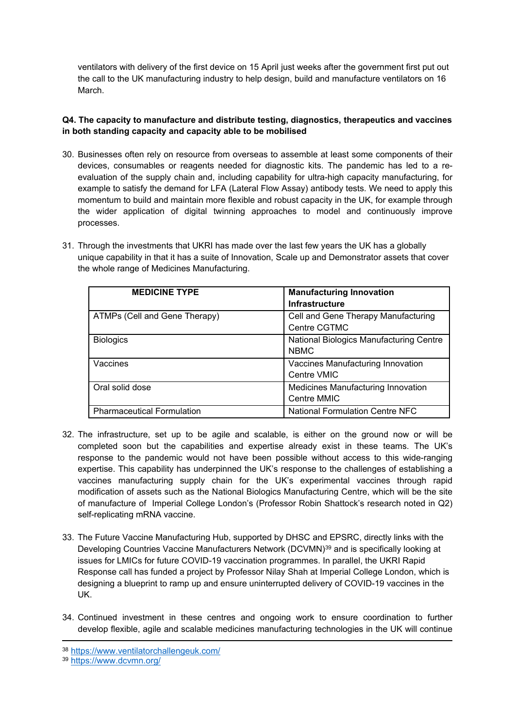ventilators with delivery of the first device on 15 April just weeks after the government first put out the call to the UK manufacturing industry to help design, build and manufacture ventilators on 16 March.

**Q4. The capacity to manufacture and distribute testing, diagnostics, therapeutics and vaccines in both standing capacity and capacity able to be mobilised**

30. Businesses often rely on resource from overseas to assemble at least some components of their devices, consumables or reagents needed for diagnostic kits. The pandemic has led to a re-evaluation of the supply chain and, including capability for ultra-high capacity manufacturing, for example to satisfy the demand for LFA (Lateral Flow Assay) antibody tests. We need to apply this momentum to build and maintain more flexible and robust capacity in the UK, for example through the wider application of digital twinning approaches to model and continuously improve processes.

31. Through the investments that UKRI has made over the last few years the UK has a globally unique capability in that it has a suite of Innovation, Scale up and Demonstrator assets that cover the whole range of Medicines Manufacturing.

| MEDICINE TYPE | Manufacturing Innovation Infrastructure |
|---|---|
| ATMPs (Cell and Gene Therapy) | Cell and Gene Therapy Manufacturing Centre CGTMC |
| Biologics | National Biologics Manufacturing Centre NBMC |
| Vaccines | Vaccines Manufacturing Innovation Centre VMIC |
| Oral solid dose | Medicines Manufacturing Innovation Centre MMIC |
| Pharmaceutical Formulation | National Formulation Centre NFC |

32. The infrastructure, set up to be agile and scalable, is either on the ground now or will be completed soon but the capabilities and expertise already exist in these teams. The UK's response to the pandemic would not have been possible without access to this wide-ranging expertise. This capability has underpinned the UK's response to the challenges of establishing a vaccines manufacturing supply chain for the UK's experimental vaccines through rapid modification of assets such as the National Biologics Manufacturing Centre, which will be the site of manufacture of Imperial College London's (Professor Robin Shattock's research noted in Q2) self-replicating mRNA vaccine.

33. The Future Vaccine Manufacturing Hub, supported by DHSC and EPSRC, directly links with the Developing Countries Vaccine Manufacturers Network (DCVMN)[39] and is specifically looking at issues for LMICs for future COVID-19 vaccination programmes. In parallel, the UKRI Rapid Response call has funded a project by Professor Nilay Shah at Imperial College London, which is designing a blueprint to ramp up and ensure uninterrupted delivery of COVID-19 vaccines in the UK.

34. Continued investment in these centres and ongoing work to ensure coordination to further develop flexible, agile and scalable medicines manufacturing technologies in the UK will continue

[38] https://www.ventilatorchallengeuk.com/
[39] https://www.dcvmn.org/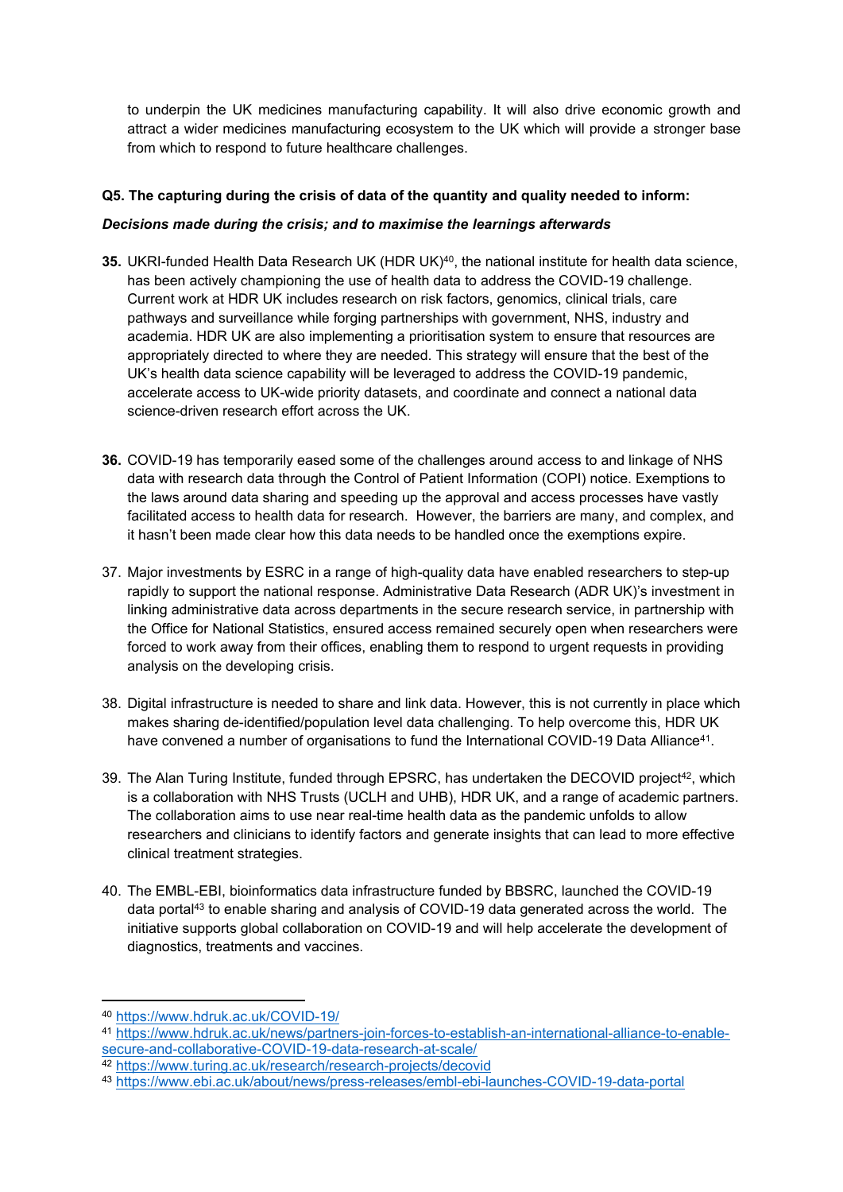to underpin the UK medicines manufacturing capability. It will also drive economic growth and attract a wider medicines manufacturing ecosystem to the UK which will provide a stronger base from which to respond to future healthcare challenges.

**Q5. The capturing during the crisis of data of the quantity and quality needed to inform:**

***Decisions made during the crisis; and to maximise the learnings afterwards***

**35.** UKRI-funded Health Data Research UK (HDR UK)[40], the national institute for health data science, has been actively championing the use of health data to address the COVID-19 challenge. Current work at HDR UK includes research on risk factors, genomics, clinical trials, care pathways and surveillance while forging partnerships with government, NHS, industry and academia. HDR UK are also implementing a prioritisation system to ensure that resources are appropriately directed to where they are needed. This strategy will ensure that the best of the UK's health data science capability will be leveraged to address the COVID-19 pandemic, accelerate access to UK-wide priority datasets, and coordinate and connect a national data science-driven research effort across the UK.

**36.** COVID-19 has temporarily eased some of the challenges around access to and linkage of NHS data with research data through the Control of Patient Information (COPI) notice. Exemptions to the laws around data sharing and speeding up the approval and access processes have vastly facilitated access to health data for research. However, the barriers are many, and complex, and it hasn't been made clear how this data needs to be handled once the exemptions expire.

37. Major investments by ESRC in a range of high-quality data have enabled researchers to step-up rapidly to support the national response. Administrative Data Research (ADR UK)'s investment in linking administrative data across departments in the secure research service, in partnership with the Office for National Statistics, ensured access remained securely open when researchers were forced to work away from their offices, enabling them to respond to urgent requests in providing analysis on the developing crisis.

38. Digital infrastructure is needed to share and link data. However, this is not currently in place which makes sharing de-identified/population level data challenging. To help overcome this, HDR UK have convened a number of organisations to fund the International COVID-19 Data Alliance[41].

39. The Alan Turing Institute, funded through EPSRC, has undertaken the DECOVID project[42], which is a collaboration with NHS Trusts (UCLH and UHB), HDR UK, and a range of academic partners. The collaboration aims to use near real-time health data as the pandemic unfolds to allow researchers and clinicians to identify factors and generate insights that can lead to more effective clinical treatment strategies.

40. The EMBL-EBI, bioinformatics data infrastructure funded by BBSRC, launched the COVID-19 data portal[43] to enable sharing and analysis of COVID-19 data generated across the world. The initiative supports global collaboration on COVID-19 and will help accelerate the development of diagnostics, treatments and vaccines.

---

[40] https://www.hdruk.ac.uk/COVID-19/

[41] https://www.hdruk.ac.uk/news/partners-join-forces-to-establish-an-international-alliance-to-enable-secure-and-collaborative-COVID-19-data-research-at-scale/

[42] https://www.turing.ac.uk/research/research-projects/decovid

[43] https://www.ebi.ac.uk/about/news/press-releases/embl-ebi-launches-COVID-19-data-portal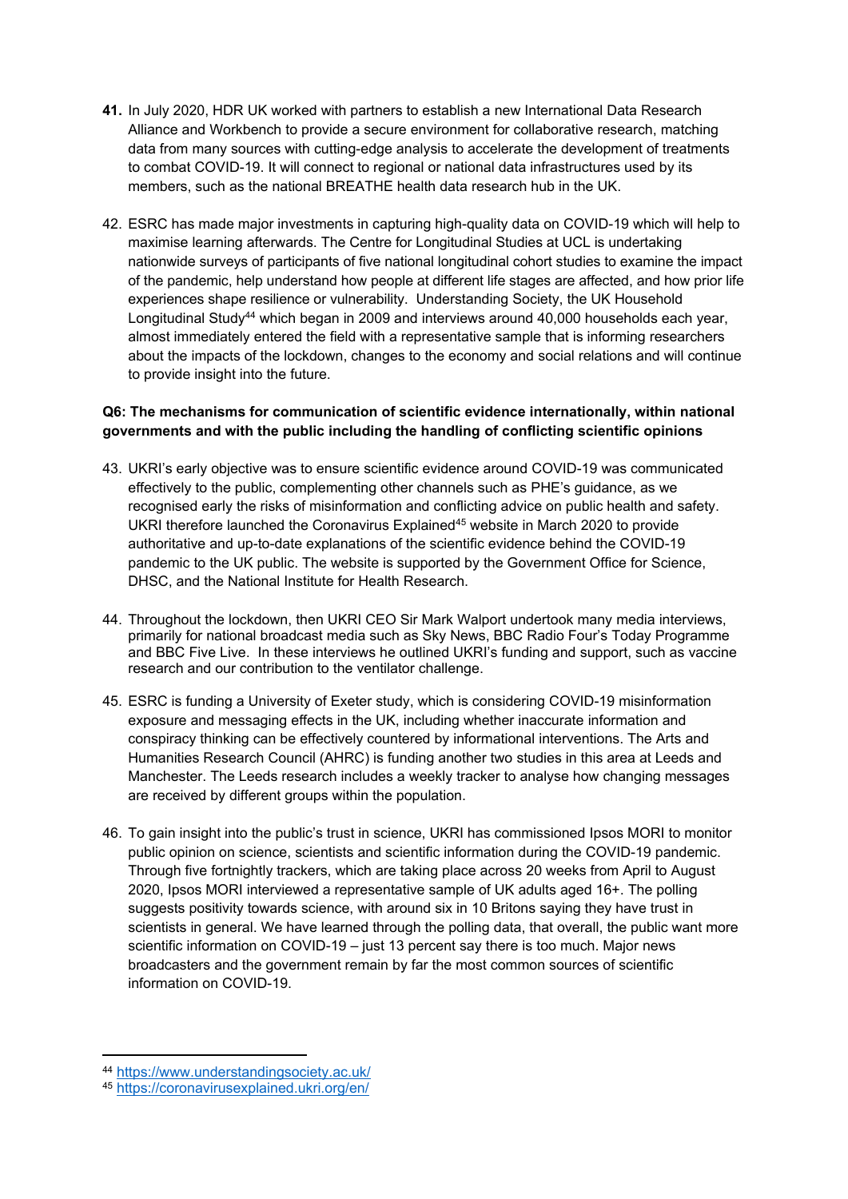**41.** In July 2020, HDR UK worked with partners to establish a new International Data Research Alliance and Workbench to provide a secure environment for collaborative research, matching data from many sources with cutting-edge analysis to accelerate the development of treatments to combat COVID-19. It will connect to regional or national data infrastructures used by its members, such as the national BREATHE health data research hub in the UK.

42. ESRC has made major investments in capturing high-quality data on COVID-19 which will help to maximise learning afterwards. The Centre for Longitudinal Studies at UCL is undertaking nationwide surveys of participants of five national longitudinal cohort studies to examine the impact of the pandemic, help understand how people at different life stages are affected, and how prior life experiences shape resilience or vulnerability. Understanding Society, the UK Household Longitudinal Study[44] which began in 2009 and interviews around 40,000 households each year, almost immediately entered the field with a representative sample that is informing researchers about the impacts of the lockdown, changes to the economy and social relations and will continue to provide insight into the future.

**Q6: The mechanisms for communication of scientific evidence internationally, within national governments and with the public including the handling of conflicting scientific opinions**

43. UKRI's early objective was to ensure scientific evidence around COVID-19 was communicated effectively to the public, complementing other channels such as PHE's guidance, as we recognised early the risks of misinformation and conflicting advice on public health and safety. UKRI therefore launched the Coronavirus Explained[45] website in March 2020 to provide authoritative and up-to-date explanations of the scientific evidence behind the COVID-19 pandemic to the UK public. The website is supported by the Government Office for Science, DHSC, and the National Institute for Health Research.

44. Throughout the lockdown, then UKRI CEO Sir Mark Walport undertook many media interviews, primarily for national broadcast media such as Sky News, BBC Radio Four's Today Programme and BBC Five Live. In these interviews he outlined UKRI's funding and support, such as vaccine research and our contribution to the ventilator challenge.

45. ESRC is funding a University of Exeter study, which is considering COVID-19 misinformation exposure and messaging effects in the UK, including whether inaccurate information and conspiracy thinking can be effectively countered by informational interventions. The Arts and Humanities Research Council (AHRC) is funding another two studies in this area at Leeds and Manchester. The Leeds research includes a weekly tracker to analyse how changing messages are received by different groups within the population.

46. To gain insight into the public's trust in science, UKRI has commissioned Ipsos MORI to monitor public opinion on science, scientists and scientific information during the COVID-19 pandemic. Through five fortnightly trackers, which are taking place across 20 weeks from April to August 2020, Ipsos MORI interviewed a representative sample of UK adults aged 16+. The polling suggests positivity towards science, with around six in 10 Britons saying they have trust in scientists in general. We have learned through the polling data, that overall, the public want more scientific information on COVID-19 – just 13 percent say there is too much. Major news broadcasters and the government remain by far the most common sources of scientific information on COVID-19.

---

[44] https://www.understandingsociety.ac.uk/

[45] https://coronavirusexplained.ukri.org/en/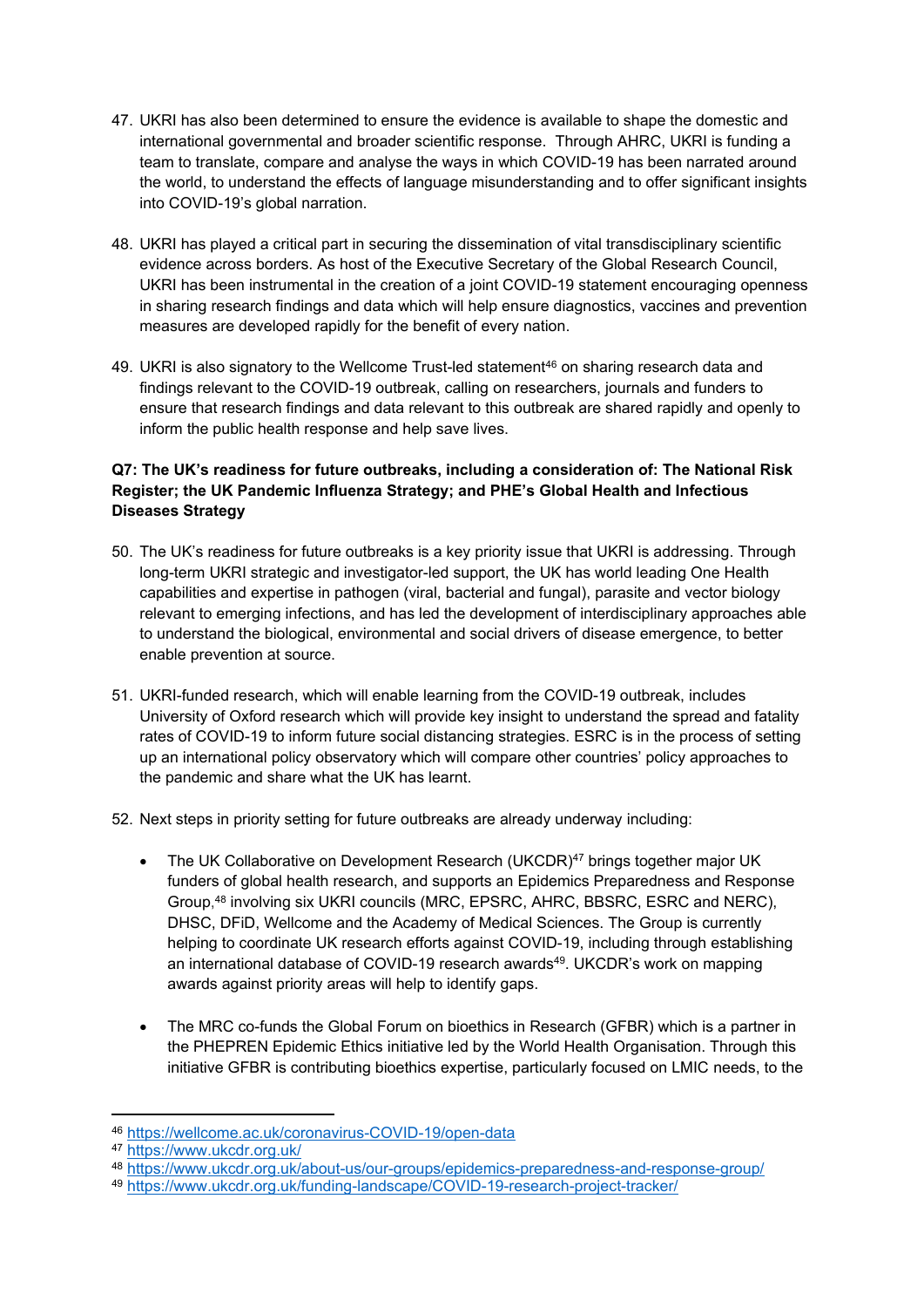47. UKRI has also been determined to ensure the evidence is available to shape the domestic and international governmental and broader scientific response. Through AHRC, UKRI is funding a team to translate, compare and analyse the ways in which COVID-19 has been narrated around the world, to understand the effects of language misunderstanding and to offer significant insights into COVID-19's global narration.

48. UKRI has played a critical part in securing the dissemination of vital transdisciplinary scientific evidence across borders. As host of the Executive Secretary of the Global Research Council, UKRI has been instrumental in the creation of a joint COVID-19 statement encouraging openness in sharing research findings and data which will help ensure diagnostics, vaccines and prevention measures are developed rapidly for the benefit of every nation.

49. UKRI is also signatory to the Wellcome Trust-led statement[46] on sharing research data and findings relevant to the COVID-19 outbreak, calling on researchers, journals and funders to ensure that research findings and data relevant to this outbreak are shared rapidly and openly to inform the public health response and help save lives.

**Q7: The UK's readiness for future outbreaks, including a consideration of: The National Risk Register; the UK Pandemic Influenza Strategy; and PHE's Global Health and Infectious Diseases Strategy**

50. The UK's readiness for future outbreaks is a key priority issue that UKRI is addressing. Through long-term UKRI strategic and investigator-led support, the UK has world leading One Health capabilities and expertise in pathogen (viral, bacterial and fungal), parasite and vector biology relevant to emerging infections, and has led the development of interdisciplinary approaches able to understand the biological, environmental and social drivers of disease emergence, to better enable prevention at source.

51. UKRI-funded research, which will enable learning from the COVID-19 outbreak, includes University of Oxford research which will provide key insight to understand the spread and fatality rates of COVID-19 to inform future social distancing strategies. ESRC is in the process of setting up an international policy observatory which will compare other countries' policy approaches to the pandemic and share what the UK has learnt.

52. Next steps in priority setting for future outbreaks are already underway including:

    - The UK Collaborative on Development Research (UKCDR)[47] brings together major UK funders of global health research, and supports an Epidemics Preparedness and Response Group,[48] involving six UKRI councils (MRC, EPSRC, AHRC, BBSRC, ESRC and NERC), DHSC, DFiD, Wellcome and the Academy of Medical Sciences. The Group is currently helping to coordinate UK research efforts against COVID-19, including through establishing an international database of COVID-19 research awards[49]. UKCDR's work on mapping awards against priority areas will help to identify gaps.

    - The MRC co-funds the Global Forum on bioethics in Research (GFBR) which is a partner in the PHEPREN Epidemic Ethics initiative led by the World Health Organisation. Through this initiative GFBR is contributing bioethics expertise, particularly focused on LMIC needs, to the

---

[46] https://wellcome.ac.uk/coronavirus-COVID-19/open-data

[47] https://www.ukcdr.org.uk/

[48] https://www.ukcdr.org.uk/about-us/our-groups/epidemics-preparedness-and-response-group/

[49] https://www.ukcdr.org.uk/funding-landscape/COVID-19-research-project-tracker/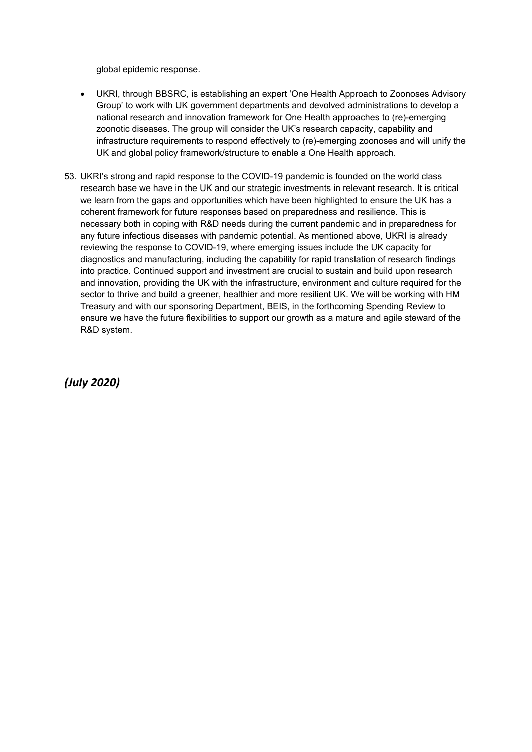global epidemic response.

- UKRI, through BBSRC, is establishing an expert 'One Health Approach to Zoonoses Advisory Group' to work with UK government departments and devolved administrations to develop a national research and innovation framework for One Health approaches to (re)-emerging zoonotic diseases. The group will consider the UK's research capacity, capability and infrastructure requirements to respond effectively to (re)-emerging zoonoses and will unify the UK and global policy framework/structure to enable a One Health approach.

53. UKRI's strong and rapid response to the COVID-19 pandemic is founded on the world class research base we have in the UK and our strategic investments in relevant research. It is critical we learn from the gaps and opportunities which have been highlighted to ensure the UK has a coherent framework for future responses based on preparedness and resilience. This is necessary both in coping with R&D needs during the current pandemic and in preparedness for any future infectious diseases with pandemic potential. As mentioned above, UKRI is already reviewing the response to COVID-19, where emerging issues include the UK capacity for diagnostics and manufacturing, including the capability for rapid translation of research findings into practice. Continued support and investment are crucial to sustain and build upon research and innovation, providing the UK with the infrastructure, environment and culture required for the sector to thrive and build a greener, healthier and more resilient UK. We will be working with HM Treasury and with our sponsoring Department, BEIS, in the forthcoming Spending Review to ensure we have the future flexibilities to support our growth as a mature and agile steward of the R&D system.

***(July 2020)***